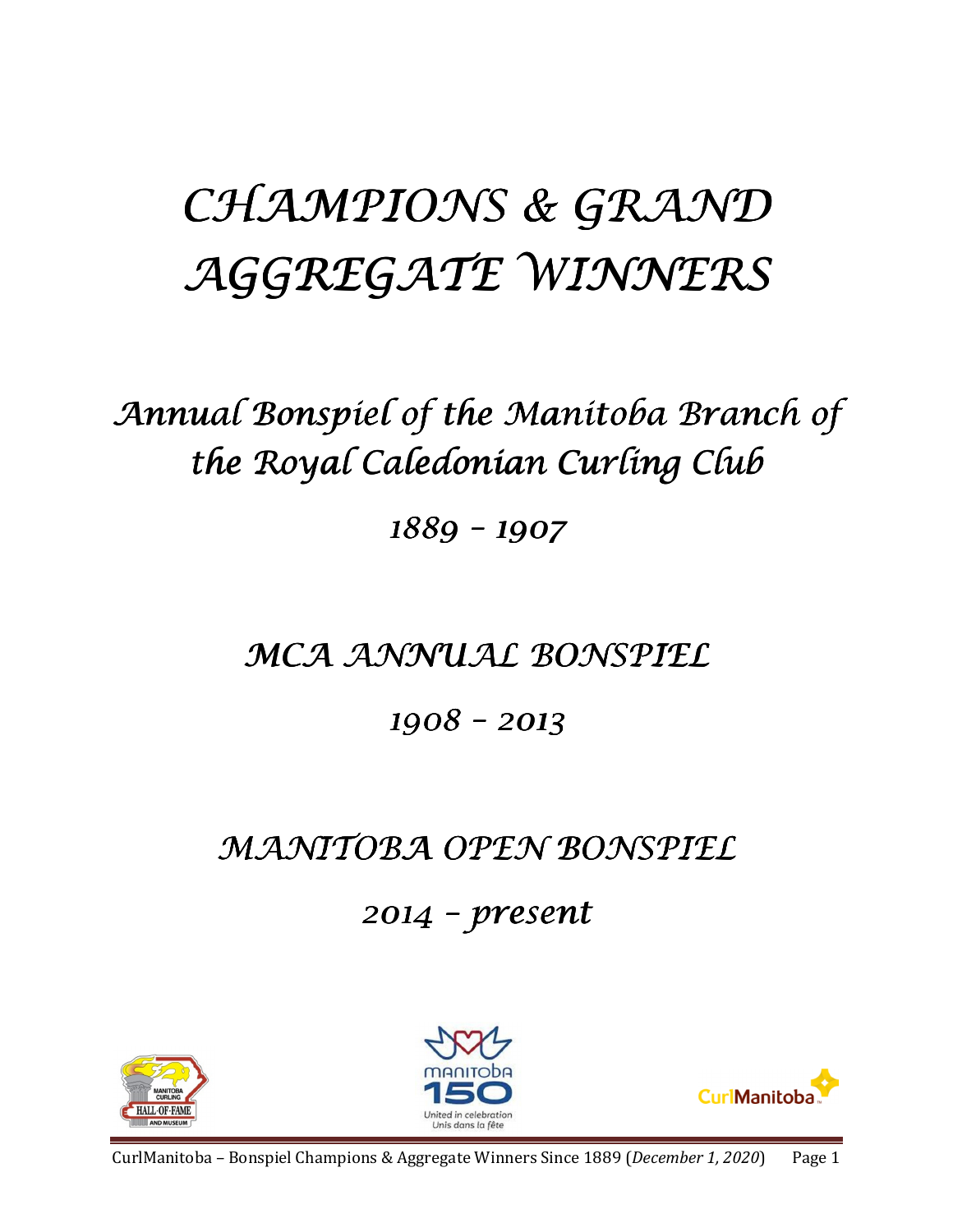# CHAMPIONS & GRAND AGGREGATE WINNERS

## Annual Bonspiel of the Manitoba Branch of the Royal Caledonian Curling Club

### 1889 – 1907

## MCA ANNUAL BONSPIEL

### 1908 – 2013

## MANITOBA OPEN BONSPIEL

### 2014 – present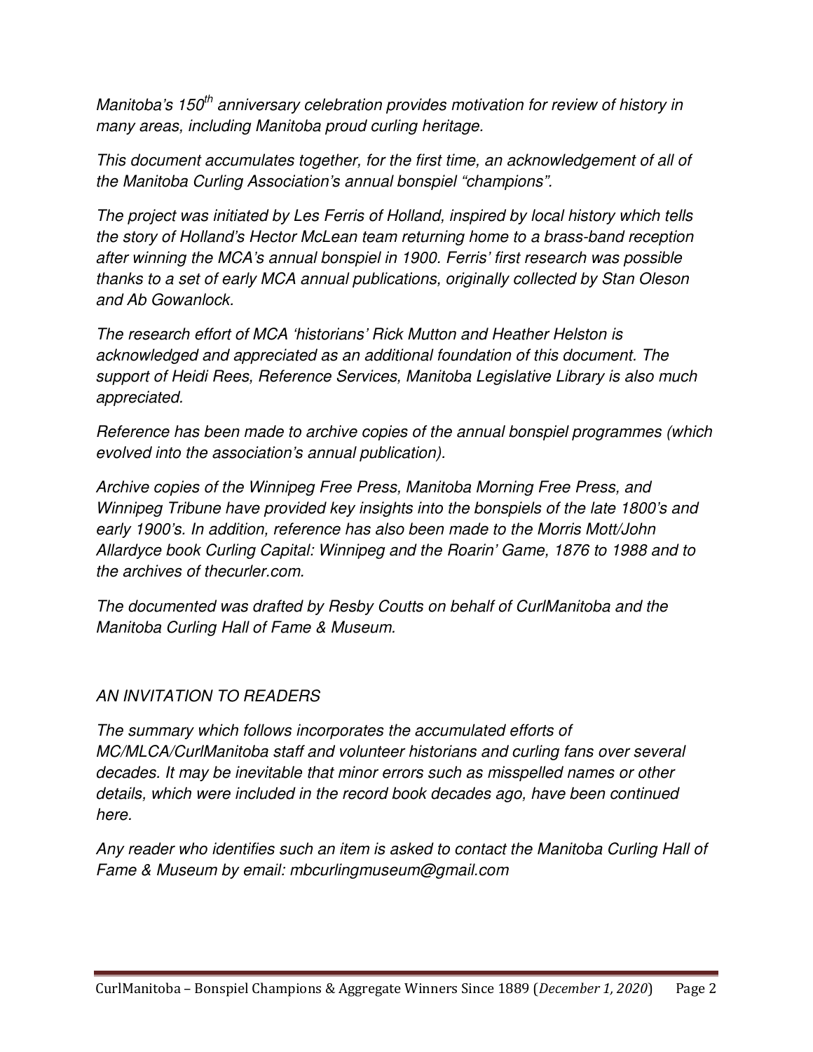*Manitoba's 150th anniversary celebration provides motivation for review of history in many areas, including Manitoba proud curling heritage.*

*This document accumulates together, for the first time, an acknowledgement of all of the Manitoba Curling Association's annual bonspiel "champions".*

*The project was initiated by Les Ferris of Holland, inspired by local history which tells the story of Holland's Hector McLean team returning home to a brass-band reception after winning the MCA's annual bonspiel in 1900. Ferris' first research was possible thanks to a set of early MCA annual publications, originally collected by Stan Oleson and Ab Gowanlock.*

*The research effort of MCA 'historians' Rick Mutton and Heather Helston is acknowledged and appreciated as an additional foundation of this document. The support of Heidi Rees, Reference Services, Manitoba Legislative Library is also much appreciated.*

*Reference has been made to archive copies of the annual bonspiel programmes (which evolved into the association's annual publication).*

*Archive copies of the Winnipeg Free Press, Manitoba Morning Free Press, and Winnipeg Tribune have provided key insights into the bonspiels of the late 1800's and early 1900's. In addition, reference has also been made to the Morris Mott/John Allardyce book Curling Capital: Winnipeg and the Roarin' Game, 1876 to 1988 and to the archives of thecurler.com.*

*The documented was drafted by Resby Coutts on behalf of CurlManitoba and the Manitoba Curling Hall of Fame & Museum.*

## *AN INVITATION TO READERS*

*The summary which follows incorporates the accumulated efforts of MC/MLCA/CurlManitoba staff and volunteer historians and curling fans over several decades. It may be inevitable that minor errors such as misspelled names or other details, which were included in the record book decades ago, have been continued here.*

*Any reader who identifies such an item is asked to contact the Manitoba Curling Hall of Fame & Museum by email: mbcurlingmuseum@gmail.com*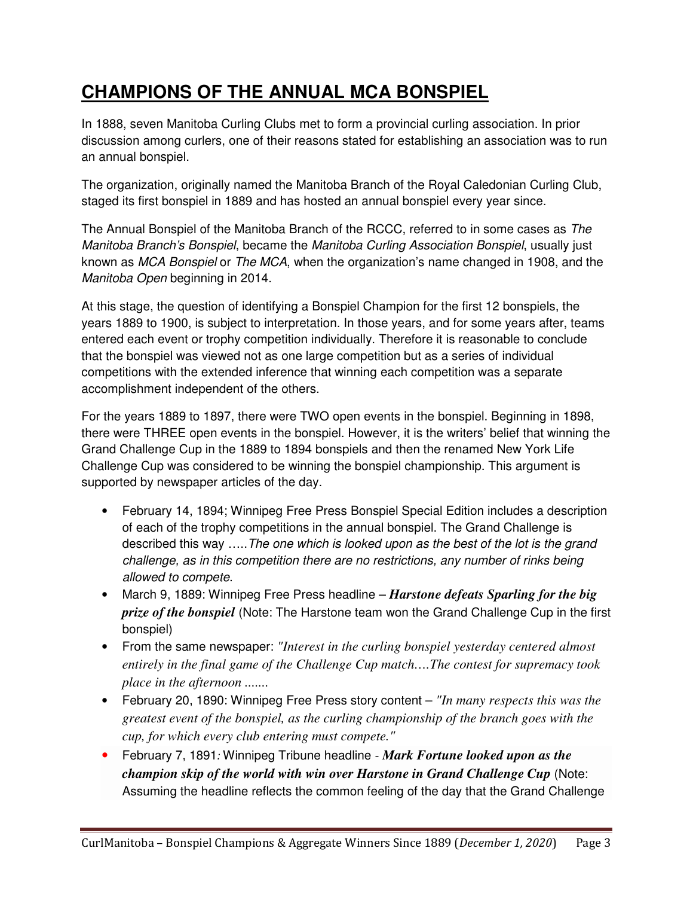# CHAMPIONS OF THE ANNUAL MCA BONSPIEL

In 1888, seven Manitoba Curling Clubs met to form a provincial curling association. In prior discussion among curlers, one of their reasons stated for establishing an association was to run an annual bonspiel.

The organization, originally named the Manitoba Branch of the Royal Caledonian Curling Club, staged its first bonspiel in 1889 and has hosted an annual bonspiel every year since.

The Annual Bonspiel of the Manitoba Branch of the RCCC, referred to in some cases as *The Manitoba Branch's Bonspiel*, became the *Manitoba Curling Association Bonspiel*, usually just known as *MCA Bonspiel* or *The MCA*, when the organization's name changed in 1908, and the *Manitoba Open* beginning in 2014.

At this stage, the question of identifying a Bonspiel Champion for the first 12 bonspiels, the years 1889 to 1900, is subject to interpretation. In those years, and for some years after, teams entered each event or trophy competition individually. Therefore it is reasonable to conclude that the bonspiel was viewed not as one large competition but as a series of individual competitions with the extended inference that winning each competition was a separate accomplishment independent of the others.

For the years 1889 to 1897, there were TWO open events in the bonspiel. Beginning in 1898, there were THREE open events in the bonspiel. However, it is the writers' belief that winning the Grand Challenge Cup in the 1889 to 1894 bonspiels and then the renamed New York Life Challenge Cup was considered to be winning the bonspiel championship. This argument is supported by newspaper articles of the day.

- February 14, 1894; Winnipeg Free Press Bonspiel Special Edition includes a description of each of the trophy competitions in the annual bonspiel. The Grand Challenge is described this way …..*The one which is looked upon as the best of the lot is the grand challenge, as in this competition there are no restrictions, any number of rinks being allowed to compete*.
- March 9, 1889: Winnipeg Free Press headline – ***Harstone defeats Sparling for the big prize of the bonspiel*** (Note: The Harstone team won the Grand Challenge Cup in the first bonspiel)
- From the same newspaper: *"Interest in the curling bonspiel yesterday centered almost entirely in the final game of the Challenge Cup match….The contest for supremacy took place in the afternoon .......*
- February 20, 1890: Winnipeg Free Press story content – *"In many respects this was the greatest event of the bonspiel, as the curling championship of the branch goes with the cup, for which every club entering must compete."*
- February 7, 1891: Winnipeg Tribune headline - ***Mark Fortune looked upon as the champion skip of the world with win over Harstone in Grand Challenge Cup*** (Note: Assuming the headline reflects the common feeling of the day that the Grand Challenge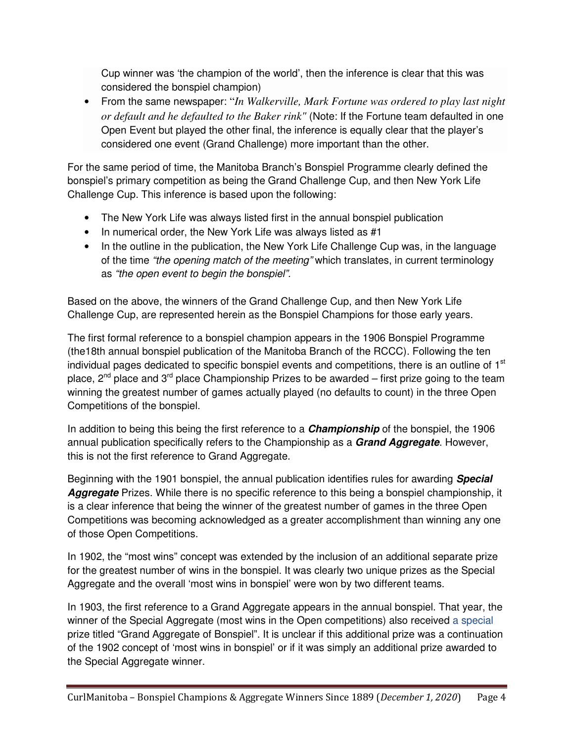Cup winner was 'the champion of the world', then the inference is clear that this was considered the bonspiel champion)

- From the same newspaper: "*In Walkerville, Mark Fortune was ordered to play last night or default and he defaulted to the Baker rink"* (Note: If the Fortune team defaulted in one Open Event but played the other final, the inference is equally clear that the player's considered one event (Grand Challenge) more important than the other.

For the same period of time, the Manitoba Branch's Bonspiel Programme clearly defined the bonspiel's primary competition as being the Grand Challenge Cup, and then New York Life Challenge Cup. This inference is based upon the following:

- The New York Life was always listed first in the annual bonspiel publication
- In numerical order, the New York Life was always listed as #1
- In the outline in the publication, the New York Life Challenge Cup was, in the language of the time *"the opening match of the meeting"* which translates, in current terminology as *"the open event to begin the bonspiel".*

Based on the above, the winners of the Grand Challenge Cup, and then New York Life Challenge Cup, are represented herein as the Bonspiel Champions for those early years.

The first formal reference to a bonspiel champion appears in the 1906 Bonspiel Programme (the18th annual bonspiel publication of the Manitoba Branch of the RCCC). Following the ten individual pages dedicated to specific bonspiel events and competitions, there is an outline of 1st place, 2nd place and 3rd place Championship Prizes to be awarded – first prize going to the team winning the greatest number of games actually played (no defaults to count) in the three Open Competitions of the bonspiel.

In addition to being this being the first reference to a ***Championship*** of the bonspiel, the 1906 annual publication specifically refers to the Championship as a ***Grand Aggregate***. However, this is not the first reference to Grand Aggregate.

Beginning with the 1901 bonspiel, the annual publication identifies rules for awarding ***Special Aggregate*** Prizes. While there is no specific reference to this being a bonspiel championship, it is a clear inference that being the winner of the greatest number of games in the three Open Competitions was becoming acknowledged as a greater accomplishment than winning any one of those Open Competitions.

In 1902, the "most wins" concept was extended by the inclusion of an additional separate prize for the greatest number of wins in the bonspiel. It was clearly two unique prizes as the Special Aggregate and the overall 'most wins in bonspiel' were won by two different teams.

In 1903, the first reference to a Grand Aggregate appears in the annual bonspiel. That year, the winner of the Special Aggregate (most wins in the Open competitions) also received a special prize titled "Grand Aggregate of Bonspiel". It is unclear if this additional prize was a continuation of the 1902 concept of 'most wins in bonspiel' or if it was simply an additional prize awarded to the Special Aggregate winner.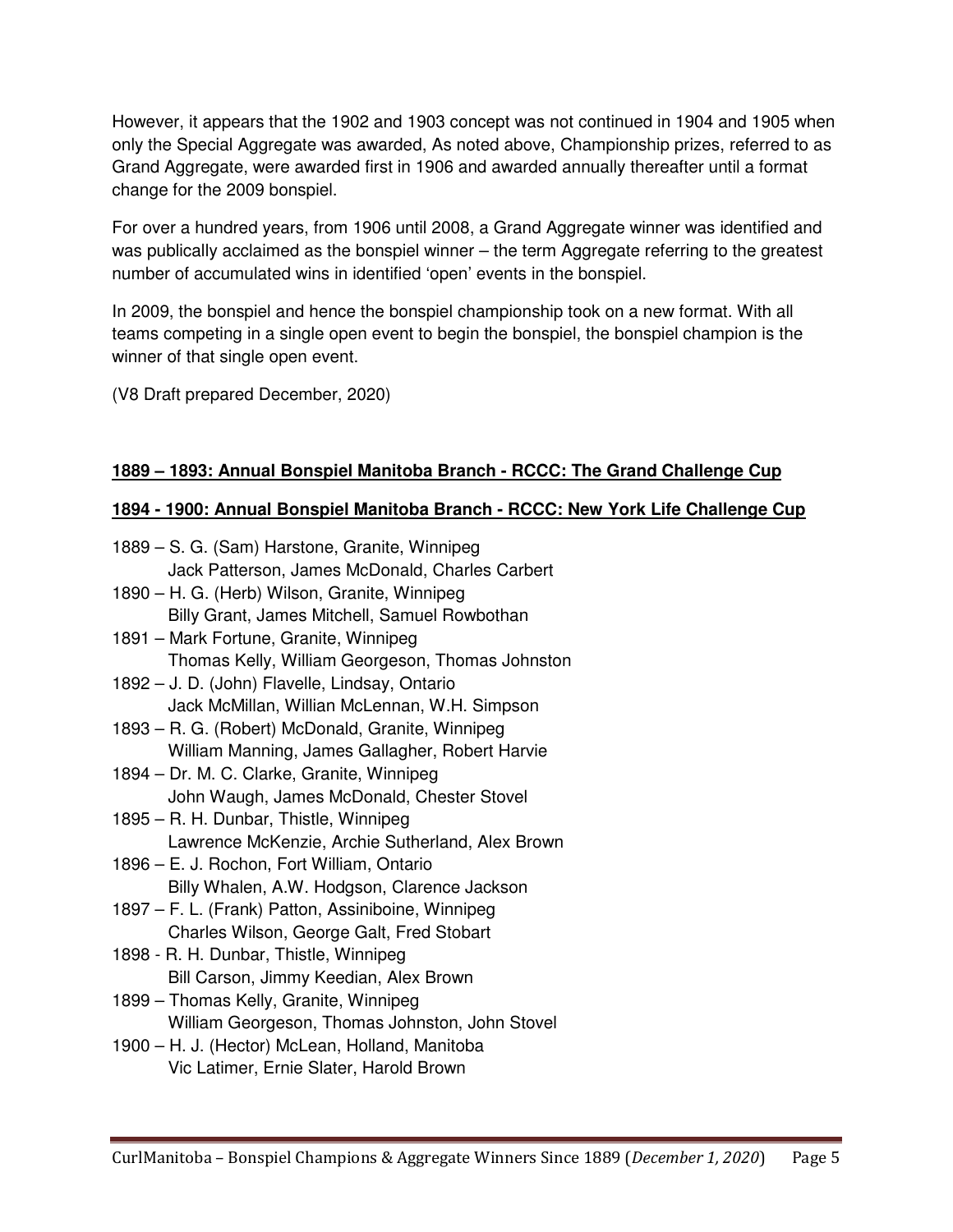However, it appears that the 1902 and 1903 concept was not continued in 1904 and 1905 when only the Special Aggregate was awarded, As noted above, Championship prizes, referred to as Grand Aggregate, were awarded first in 1906 and awarded annually thereafter until a format change for the 2009 bonspiel.

For over a hundred years, from 1906 until 2008, a Grand Aggregate winner was identified and was publically acclaimed as the bonspiel winner – the term Aggregate referring to the greatest number of accumulated wins in identified 'open' events in the bonspiel.

In 2009, the bonspiel and hence the bonspiel championship took on a new format. With all teams competing in a single open event to begin the bonspiel, the bonspiel champion is the winner of that single open event.

(V8 Draft prepared December, 2020)

**1889 – 1893: Annual Bonspiel Manitoba Branch - RCCC: The Grand Challenge Cup**

**1894 - 1900: Annual Bonspiel Manitoba Branch - RCCC: New York Life Challenge Cup**

1889 – S. G. (Sam) Harstone, Granite, Winnipeg
Jack Patterson, James McDonald, Charles Carbert

1890 – H. G. (Herb) Wilson, Granite, Winnipeg
Billy Grant, James Mitchell, Samuel Rowbothan

1891 – Mark Fortune, Granite, Winnipeg
Thomas Kelly, William Georgeson, Thomas Johnston

1892 – J. D. (John) Flavelle, Lindsay, Ontario
Jack McMillan, Willian McLennan, W.H. Simpson

1893 – R. G. (Robert) McDonald, Granite, Winnipeg
William Manning, James Gallagher, Robert Harvie

1894 – Dr. M. C. Clarke, Granite, Winnipeg
John Waugh, James McDonald, Chester Stovel

1895 – R. H. Dunbar, Thistle, Winnipeg
Lawrence McKenzie, Archie Sutherland, Alex Brown

1896 – E. J. Rochon, Fort William, Ontario
Billy Whalen, A.W. Hodgson, Clarence Jackson

1897 – F. L. (Frank) Patton, Assiniboine, Winnipeg
Charles Wilson, George Galt, Fred Stobart

1898 - R. H. Dunbar, Thistle, Winnipeg
Bill Carson, Jimmy Keedian, Alex Brown

1899 – Thomas Kelly, Granite, Winnipeg
William Georgeson, Thomas Johnston, John Stovel

1900 – H. J. (Hector) McLean, Holland, Manitoba
Vic Latimer, Ernie Slater, Harold Brown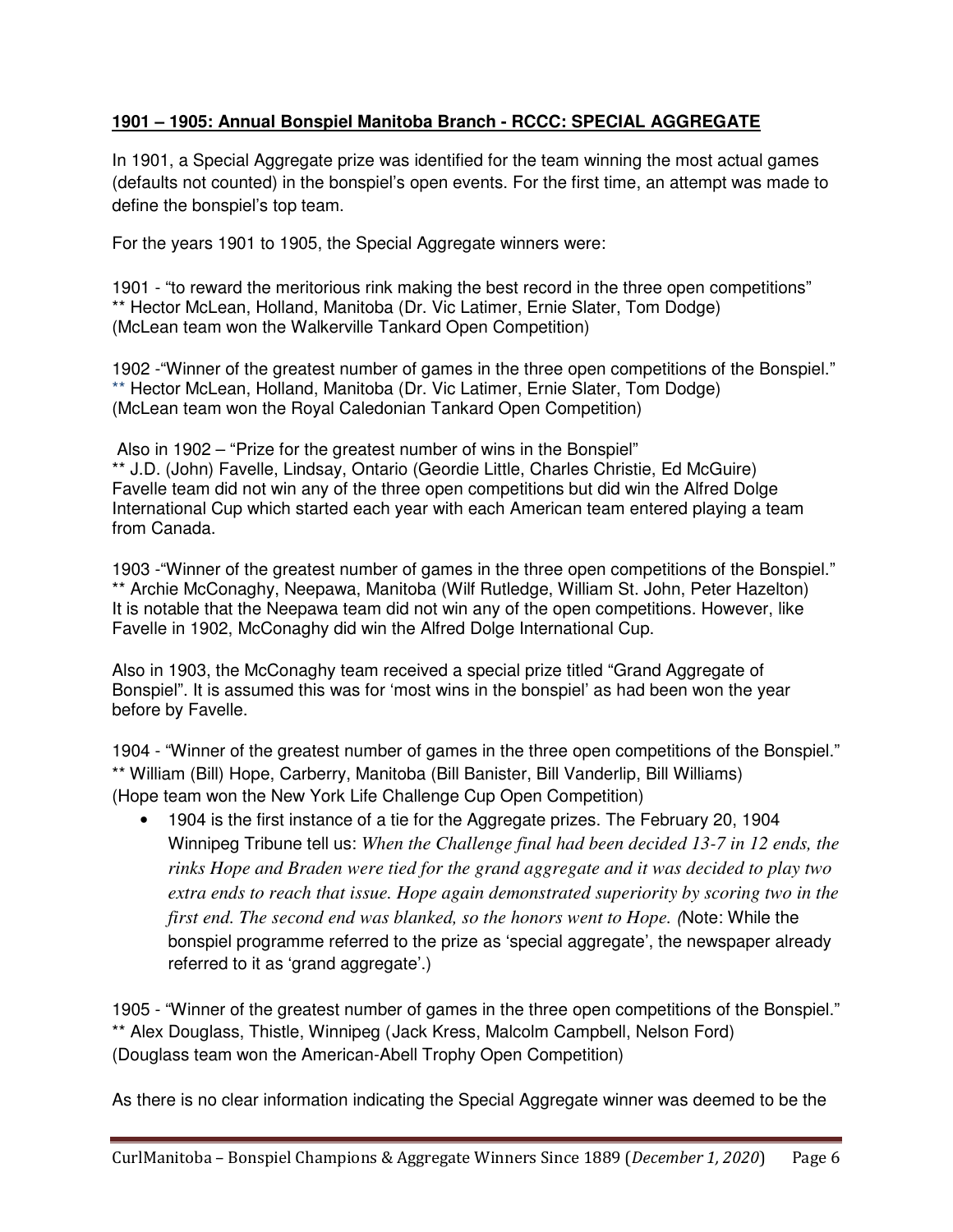**1901 – 1905: Annual Bonspiel Manitoba Branch - RCCC: SPECIAL AGGREGATE**

In 1901, a Special Aggregate prize was identified for the team winning the most actual games (defaults not counted) in the bonspiel's open events. For the first time, an attempt was made to define the bonspiel's top team.

For the years 1901 to 1905, the Special Aggregate winners were:

1901 - "to reward the meritorious rink making the best record in the three open competitions"
** Hector McLean, Holland, Manitoba (Dr. Vic Latimer, Ernie Slater, Tom Dodge)
(McLean team won the Walkerville Tankard Open Competition)

1902 -"Winner of the greatest number of games in the three open competitions of the Bonspiel."
** Hector McLean, Holland, Manitoba (Dr. Vic Latimer, Ernie Slater, Tom Dodge)
(McLean team won the Royal Caledonian Tankard Open Competition)

Also in 1902 – "Prize for the greatest number of wins in the Bonspiel"
** J.D. (John) Favelle, Lindsay, Ontario (Geordie Little, Charles Christie, Ed McGuire)
Favelle team did not win any of the three open competitions but did win the Alfred Dolge International Cup which started each year with each American team entered playing a team from Canada.

1903 -"Winner of the greatest number of games in the three open competitions of the Bonspiel."
** Archie McConaghy, Neepawa, Manitoba (Wilf Rutledge, William St. John, Peter Hazelton)
It is notable that the Neepawa team did not win any of the open competitions. However, like Favelle in 1902, McConaghy did win the Alfred Dolge International Cup.

Also in 1903, the McConaghy team received a special prize titled "Grand Aggregate of Bonspiel". It is assumed this was for 'most wins in the bonspiel' as had been won the year before by Favelle.

1904 - "Winner of the greatest number of games in the three open competitions of the Bonspiel."
** William (Bill) Hope, Carberry, Manitoba (Bill Banister, Bill Vanderlip, Bill Williams)
(Hope team won the New York Life Challenge Cup Open Competition)

- 1904 is the first instance of a tie for the Aggregate prizes. The February 20, 1904 Winnipeg Tribune tell us: *When the Challenge final had been decided 13-7 in 12 ends, the rinks Hope and Braden were tied for the grand aggregate and it was decided to play two extra ends to reach that issue. Hope again demonstrated superiority by scoring two in the first end. The second end was blanked, so the honors went to Hope. (*Note: While the bonspiel programme referred to the prize as 'special aggregate', the newspaper already referred to it as 'grand aggregate'.)

1905 - "Winner of the greatest number of games in the three open competitions of the Bonspiel."
** Alex Douglass, Thistle, Winnipeg (Jack Kress, Malcolm Campbell, Nelson Ford)
(Douglass team won the American-Abell Trophy Open Competition)

As there is no clear information indicating the Special Aggregate winner was deemed to be the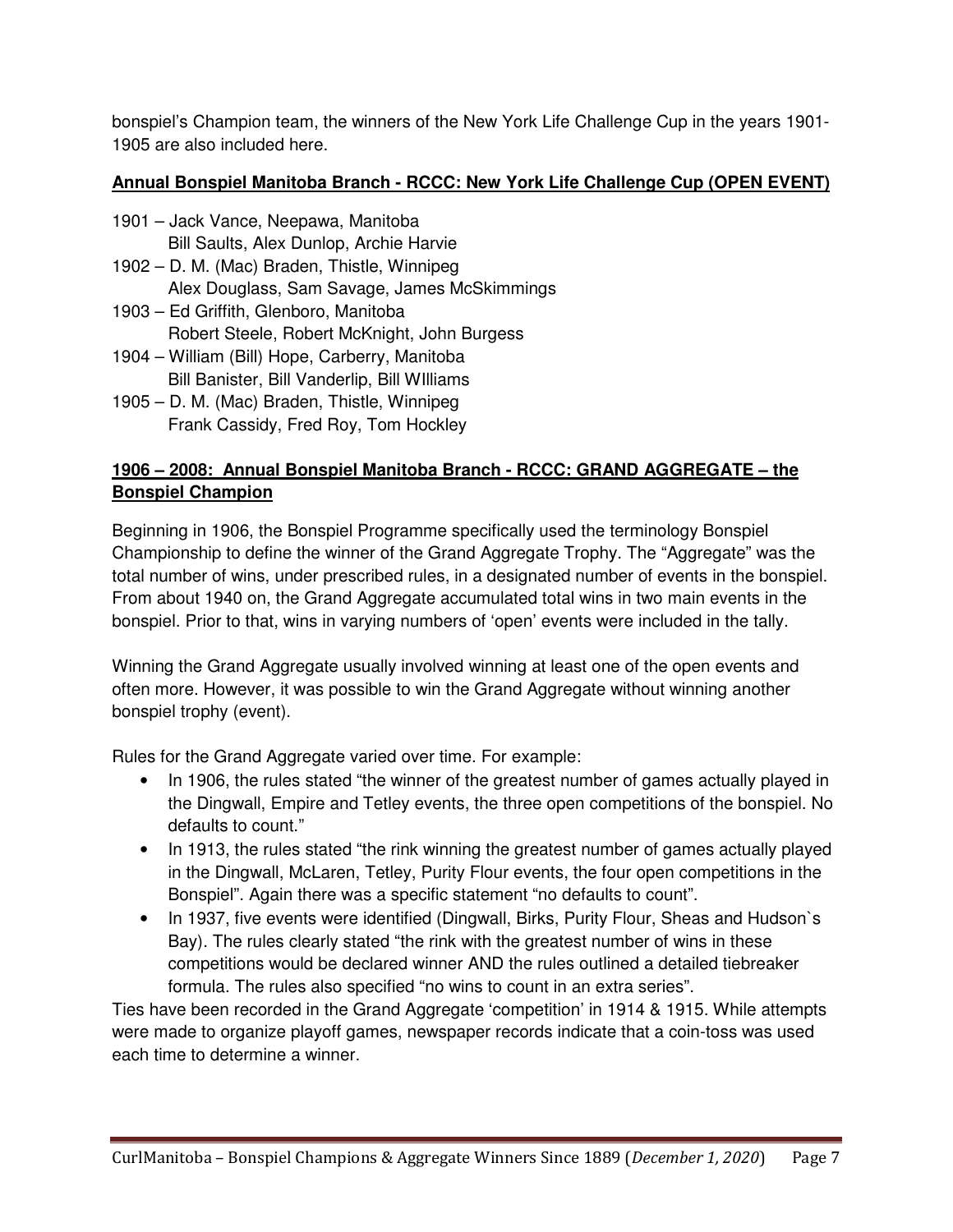bonspiel's Champion team, the winners of the New York Life Challenge Cup in the years 1901-1905 are also included here.

**Annual Bonspiel Manitoba Branch - RCCC: New York Life Challenge Cup (OPEN EVENT)**

1901 – Jack Vance, Neepawa, Manitoba
Bill Saults, Alex Dunlop, Archie Harvie
1902 – D. M. (Mac) Braden, Thistle, Winnipeg
Alex Douglass, Sam Savage, James McSkimmings
1903 – Ed Griffith, Glenboro, Manitoba
Robert Steele, Robert McKnight, John Burgess
1904 – William (Bill) Hope, Carberry, Manitoba
Bill Banister, Bill Vanderlip, Bill WIlliams
1905 – D. M. (Mac) Braden, Thistle, Winnipeg
Frank Cassidy, Fred Roy, Tom Hockley

**1906 – 2008: Annual Bonspiel Manitoba Branch - RCCC: GRAND AGGREGATE – the Bonspiel Champion**

Beginning in 1906, the Bonspiel Programme specifically used the terminology Bonspiel Championship to define the winner of the Grand Aggregate Trophy. The "Aggregate" was the total number of wins, under prescribed rules, in a designated number of events in the bonspiel. From about 1940 on, the Grand Aggregate accumulated total wins in two main events in the bonspiel. Prior to that, wins in varying numbers of 'open' events were included in the tally.

Winning the Grand Aggregate usually involved winning at least one of the open events and often more. However, it was possible to win the Grand Aggregate without winning another bonspiel trophy (event).

Rules for the Grand Aggregate varied over time. For example:

- In 1906, the rules stated "the winner of the greatest number of games actually played in the Dingwall, Empire and Tetley events, the three open competitions of the bonspiel. No defaults to count."
- In 1913, the rules stated "the rink winning the greatest number of games actually played in the Dingwall, McLaren, Tetley, Purity Flour events, the four open competitions in the Bonspiel". Again there was a specific statement "no defaults to count".
- In 1937, five events were identified (Dingwall, Birks, Purity Flour, Sheas and Hudson`s Bay). The rules clearly stated "the rink with the greatest number of wins in these competitions would be declared winner AND the rules outlined a detailed tiebreaker formula. The rules also specified "no wins to count in an extra series".

Ties have been recorded in the Grand Aggregate 'competition' in 1914 & 1915. While attempts were made to organize playoff games, newspaper records indicate that a coin-toss was used each time to determine a winner.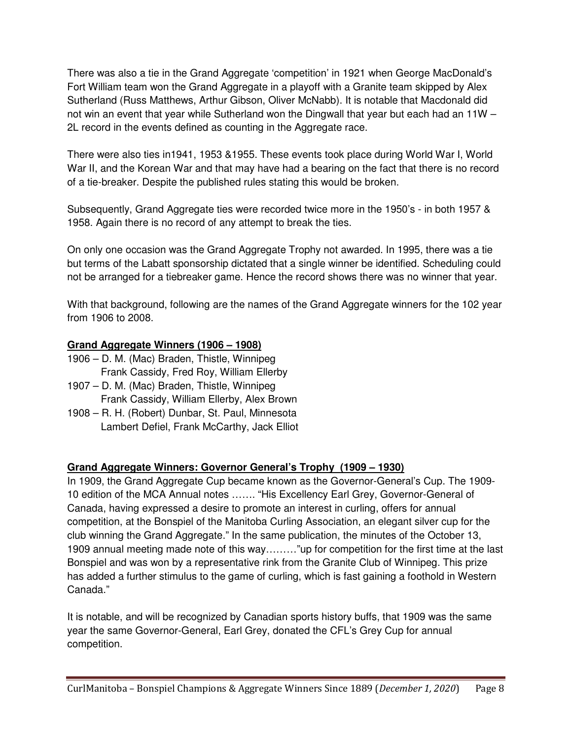There was also a tie in the Grand Aggregate 'competition' in 1921 when George MacDonald's Fort William team won the Grand Aggregate in a playoff with a Granite team skipped by Alex Sutherland (Russ Matthews, Arthur Gibson, Oliver McNabb). It is notable that Macdonald did not win an event that year while Sutherland won the Dingwall that year but each had an 11W – 2L record in the events defined as counting in the Aggregate race.

There were also ties in1941, 1953 &1955. These events took place during World War I, World War II, and the Korean War and that may have had a bearing on the fact that there is no record of a tie-breaker. Despite the published rules stating this would be broken.

Subsequently, Grand Aggregate ties were recorded twice more in the 1950's - in both 1957 & 1958. Again there is no record of any attempt to break the ties.

On only one occasion was the Grand Aggregate Trophy not awarded. In 1995, there was a tie but terms of the Labatt sponsorship dictated that a single winner be identified. Scheduling could not be arranged for a tiebreaker game. Hence the record shows there was no winner that year.

With that background, following are the names of the Grand Aggregate winners for the 102 year from 1906 to 2008.

**Grand Aggregate Winners (1906 – 1908)**

1906 – D. M. (Mac) Braden, Thistle, Winnipeg
Frank Cassidy, Fred Roy, William Ellerby

1907 – D. M. (Mac) Braden, Thistle, Winnipeg
Frank Cassidy, William Ellerby, Alex Brown

1908 – R. H. (Robert) Dunbar, St. Paul, Minnesota
Lambert Defiel, Frank McCarthy, Jack Elliot

**Grand Aggregate Winners: Governor General's Trophy (1909 – 1930)**

In 1909, the Grand Aggregate Cup became known as the Governor-General's Cup. The 1909-10 edition of the MCA Annual notes ……. "His Excellency Earl Grey, Governor-General of Canada, having expressed a desire to promote an interest in curling, offers for annual competition, at the Bonspiel of the Manitoba Curling Association, an elegant silver cup for the club winning the Grand Aggregate." In the same publication, the minutes of the October 13, 1909 annual meeting made note of this way………"up for competition for the first time at the last Bonspiel and was won by a representative rink from the Granite Club of Winnipeg. This prize has added a further stimulus to the game of curling, which is fast gaining a foothold in Western Canada."

It is notable, and will be recognized by Canadian sports history buffs, that 1909 was the same year the same Governor-General, Earl Grey, donated the CFL's Grey Cup for annual competition.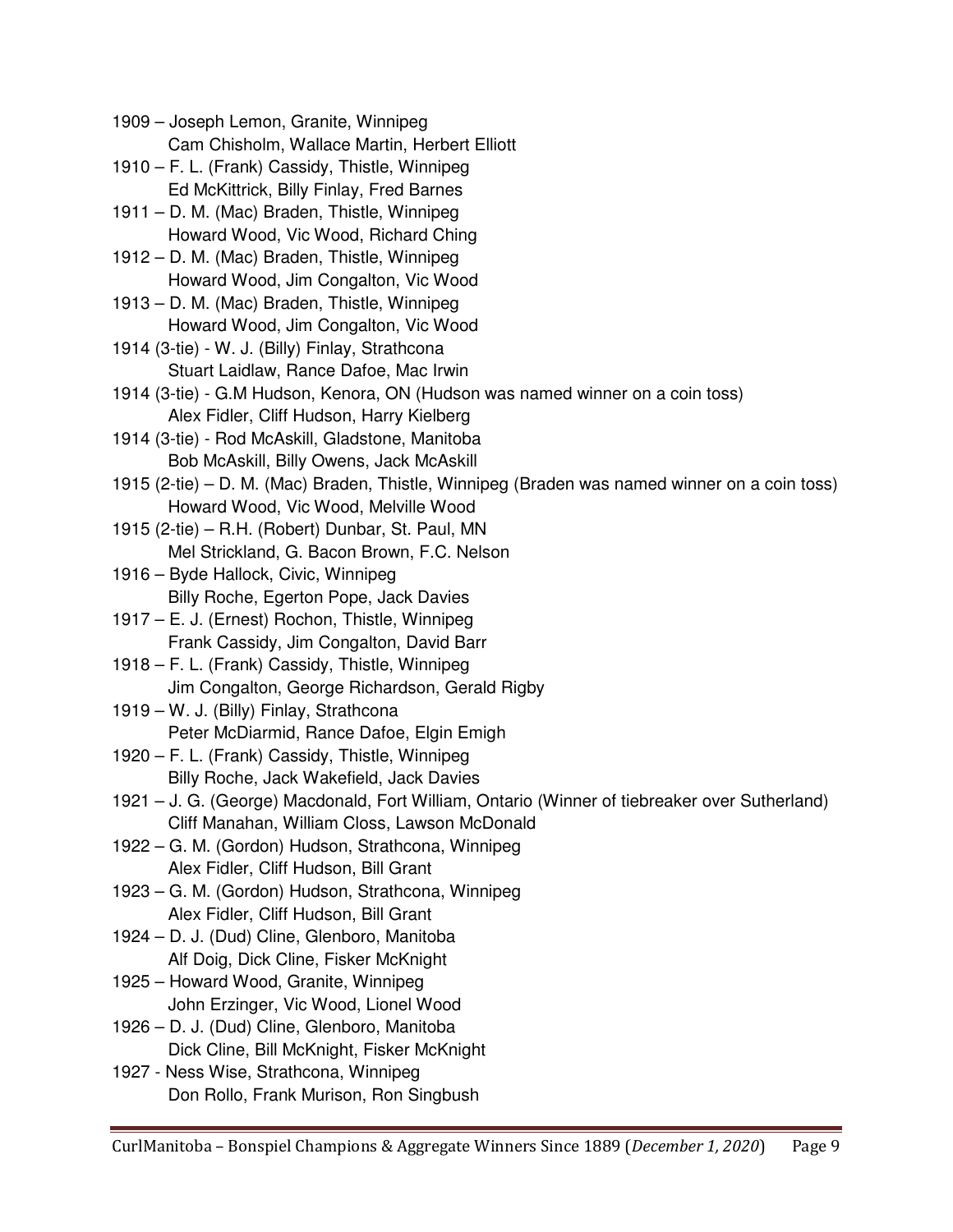1909 – Joseph Lemon, Granite, Winnipeg
Cam Chisholm, Wallace Martin, Herbert Elliott

1910 – F. L. (Frank) Cassidy, Thistle, Winnipeg
Ed McKittrick, Billy Finlay, Fred Barnes

1911 – D. M. (Mac) Braden, Thistle, Winnipeg
Howard Wood, Vic Wood, Richard Ching

1912 – D. M. (Mac) Braden, Thistle, Winnipeg
Howard Wood, Jim Congalton, Vic Wood

1913 – D. M. (Mac) Braden, Thistle, Winnipeg
Howard Wood, Jim Congalton, Vic Wood

1914 (3-tie) - W. J. (Billy) Finlay, Strathcona
Stuart Laidlaw, Rance Dafoe, Mac Irwin

1914 (3-tie) - G.M Hudson, Kenora, ON (Hudson was named winner on a coin toss)
Alex Fidler, Cliff Hudson, Harry Kielberg

1914 (3-tie) - Rod McAskill, Gladstone, Manitoba
Bob McAskill, Billy Owens, Jack McAskill

1915 (2-tie) – D. M. (Mac) Braden, Thistle, Winnipeg (Braden was named winner on a coin toss)
Howard Wood, Vic Wood, Melville Wood

1915 (2-tie) – R.H. (Robert) Dunbar, St. Paul, MN
Mel Strickland, G. Bacon Brown, F.C. Nelson

1916 – Byde Hallock, Civic, Winnipeg
Billy Roche, Egerton Pope, Jack Davies

1917 – E. J. (Ernest) Rochon, Thistle, Winnipeg
Frank Cassidy, Jim Congalton, David Barr

1918 – F. L. (Frank) Cassidy, Thistle, Winnipeg
Jim Congalton, George Richardson, Gerald Rigby

1919 – W. J. (Billy) Finlay, Strathcona
Peter McDiarmid, Rance Dafoe, Elgin Emigh

1920 – F. L. (Frank) Cassidy, Thistle, Winnipeg
Billy Roche, Jack Wakefield, Jack Davies

1921 – J. G. (George) Macdonald, Fort William, Ontario (Winner of tiebreaker over Sutherland)
Cliff Manahan, William Closs, Lawson McDonald

1922 – G. M. (Gordon) Hudson, Strathcona, Winnipeg
Alex Fidler, Cliff Hudson, Bill Grant

1923 – G. M. (Gordon) Hudson, Strathcona, Winnipeg
Alex Fidler, Cliff Hudson, Bill Grant

1924 – D. J. (Dud) Cline, Glenboro, Manitoba
Alf Doig, Dick Cline, Fisker McKnight

1925 – Howard Wood, Granite, Winnipeg
John Erzinger, Vic Wood, Lionel Wood

1926 – D. J. (Dud) Cline, Glenboro, Manitoba
Dick Cline, Bill McKnight, Fisker McKnight

1927 - Ness Wise, Strathcona, Winnipeg
Don Rollo, Frank Murison, Ron Singbush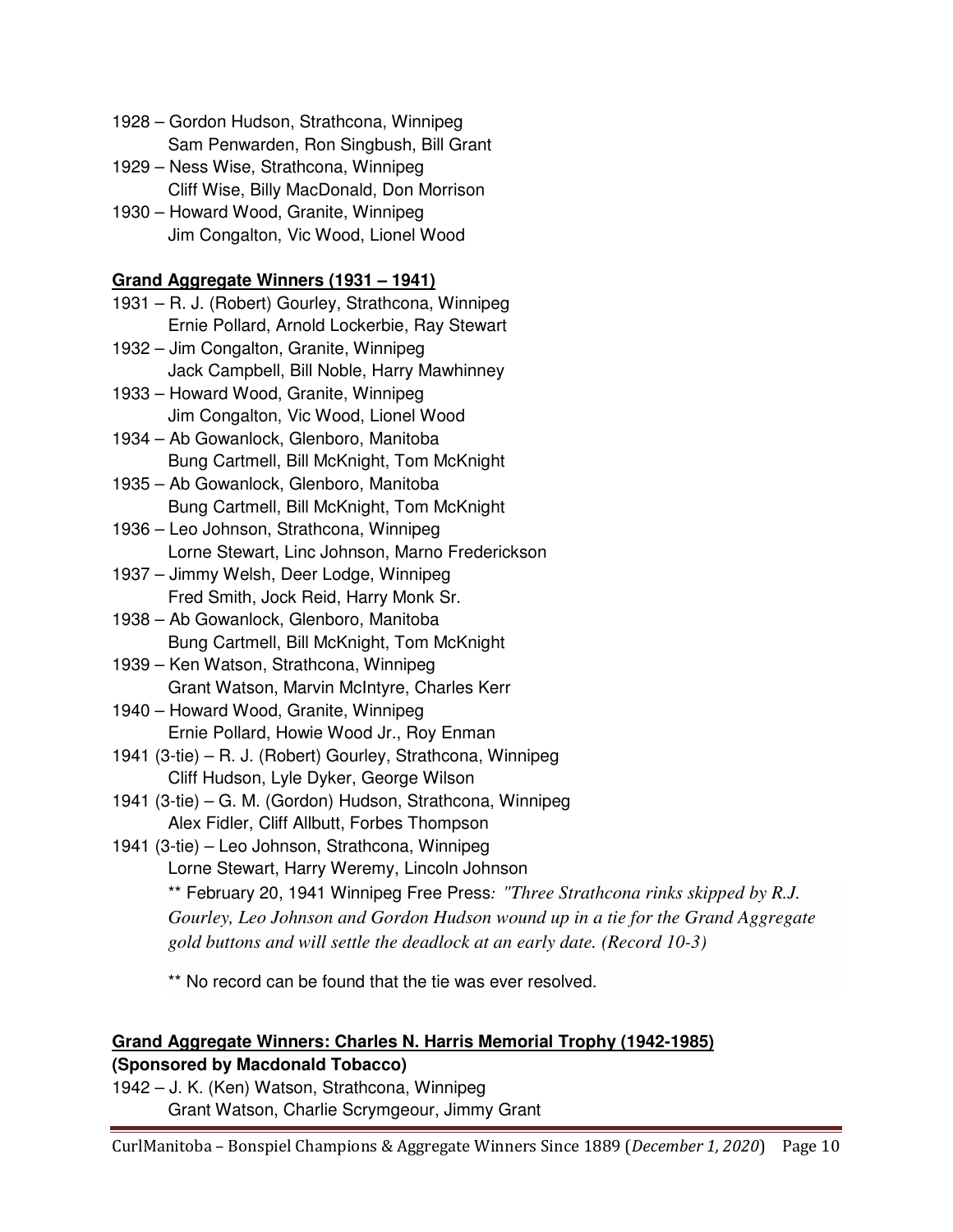1928 – Gordon Hudson, Strathcona, Winnipeg
Sam Penwarden, Ron Singbush, Bill Grant

1929 – Ness Wise, Strathcona, Winnipeg
Cliff Wise, Billy MacDonald, Don Morrison

1930 – Howard Wood, Granite, Winnipeg
Jim Congalton, Vic Wood, Lionel Wood

**Grand Aggregate Winners (1931 – 1941)**

1931 – R. J. (Robert) Gourley, Strathcona, Winnipeg
Ernie Pollard, Arnold Lockerbie, Ray Stewart

1932 – Jim Congalton, Granite, Winnipeg
Jack Campbell, Bill Noble, Harry Mawhinney

1933 – Howard Wood, Granite, Winnipeg
Jim Congalton, Vic Wood, Lionel Wood

1934 – Ab Gowanlock, Glenboro, Manitoba
Bung Cartmell, Bill McKnight, Tom McKnight

1935 – Ab Gowanlock, Glenboro, Manitoba
Bung Cartmell, Bill McKnight, Tom McKnight

1936 – Leo Johnson, Strathcona, Winnipeg
Lorne Stewart, Linc Johnson, Marno Frederickson

1937 – Jimmy Welsh, Deer Lodge, Winnipeg
Fred Smith, Jock Reid, Harry Monk Sr.

1938 – Ab Gowanlock, Glenboro, Manitoba
Bung Cartmell, Bill McKnight, Tom McKnight

1939 – Ken Watson, Strathcona, Winnipeg
Grant Watson, Marvin McIntyre, Charles Kerr

1940 – Howard Wood, Granite, Winnipeg
Ernie Pollard, Howie Wood Jr., Roy Enman

1941 (3-tie) – R. J. (Robert) Gourley, Strathcona, Winnipeg
Cliff Hudson, Lyle Dyker, George Wilson

1941 (3-tie) – G. M. (Gordon) Hudson, Strathcona, Winnipeg
Alex Fidler, Cliff Allbutt, Forbes Thompson

1941 (3-tie) – Leo Johnson, Strathcona, Winnipeg
Lorne Stewart, Harry Weremy, Lincoln Johnson

** February 20, 1941 Winnipeg Free Press*: "Three Strathcona rinks skipped by R.J. Gourley, Leo Johnson and Gordon Hudson wound up in a tie for the Grand Aggregate gold buttons and will settle the deadlock at an early date. (Record 10-3)*

** No record can be found that the tie was ever resolved.

**Grand Aggregate Winners: Charles N. Harris Memorial Trophy (1942-1985)**
**(Sponsored by Macdonald Tobacco)**

1942 – J. K. (Ken) Watson, Strathcona, Winnipeg
Grant Watson, Charlie Scrymgeour, Jimmy Grant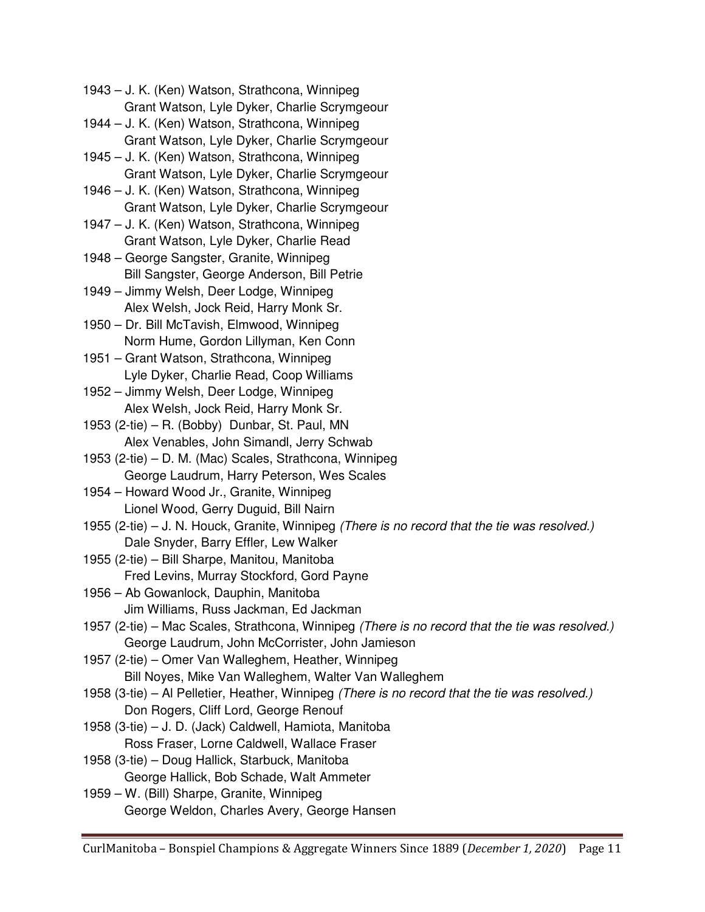1943 – J. K. (Ken) Watson, Strathcona, Winnipeg
Grant Watson, Lyle Dyker, Charlie Scrymgeour

1944 – J. K. (Ken) Watson, Strathcona, Winnipeg
Grant Watson, Lyle Dyker, Charlie Scrymgeour

1945 – J. K. (Ken) Watson, Strathcona, Winnipeg
Grant Watson, Lyle Dyker, Charlie Scrymgeour

1946 – J. K. (Ken) Watson, Strathcona, Winnipeg
Grant Watson, Lyle Dyker, Charlie Scrymgeour

1947 – J. K. (Ken) Watson, Strathcona, Winnipeg
Grant Watson, Lyle Dyker, Charlie Read

1948 – George Sangster, Granite, Winnipeg
Bill Sangster, George Anderson, Bill Petrie

1949 – Jimmy Welsh, Deer Lodge, Winnipeg
Alex Welsh, Jock Reid, Harry Monk Sr.

1950 – Dr. Bill McTavish, Elmwood, Winnipeg
Norm Hume, Gordon Lillyman, Ken Conn

1951 – Grant Watson, Strathcona, Winnipeg
Lyle Dyker, Charlie Read, Coop Williams

1952 – Jimmy Welsh, Deer Lodge, Winnipeg
Alex Welsh, Jock Reid, Harry Monk Sr.

1953 (2-tie) – R. (Bobby) Dunbar, St. Paul, MN
Alex Venables, John Simandl, Jerry Schwab

1953 (2-tie) – D. M. (Mac) Scales, Strathcona, Winnipeg
George Laudrum, Harry Peterson, Wes Scales

1954 – Howard Wood Jr., Granite, Winnipeg
Lionel Wood, Gerry Duguid, Bill Nairn

1955 (2-tie) – J. N. Houck, Granite, Winnipeg *(There is no record that the tie was resolved.)*
Dale Snyder, Barry Effler, Lew Walker

1955 (2-tie) – Bill Sharpe, Manitou, Manitoba
Fred Levins, Murray Stockford, Gord Payne

1956 – Ab Gowanlock, Dauphin, Manitoba
Jim Williams, Russ Jackman, Ed Jackman

1957 (2-tie) – Mac Scales, Strathcona, Winnipeg *(There is no record that the tie was resolved.)*
George Laudrum, John McCorrister, John Jamieson

1957 (2-tie) – Omer Van Walleghem, Heather, Winnipeg
Bill Noyes, Mike Van Walleghem, Walter Van Walleghem

1958 (3-tie) – Al Pelletier, Heather, Winnipeg *(There is no record that the tie was resolved.)*
Don Rogers, Cliff Lord, George Renouf

1958 (3-tie) – J. D. (Jack) Caldwell, Hamiota, Manitoba
Ross Fraser, Lorne Caldwell, Wallace Fraser

1958 (3-tie) – Doug Hallick, Starbuck, Manitoba
George Hallick, Bob Schade, Walt Ammeter

1959 – W. (Bill) Sharpe, Granite, Winnipeg
George Weldon, Charles Avery, George Hansen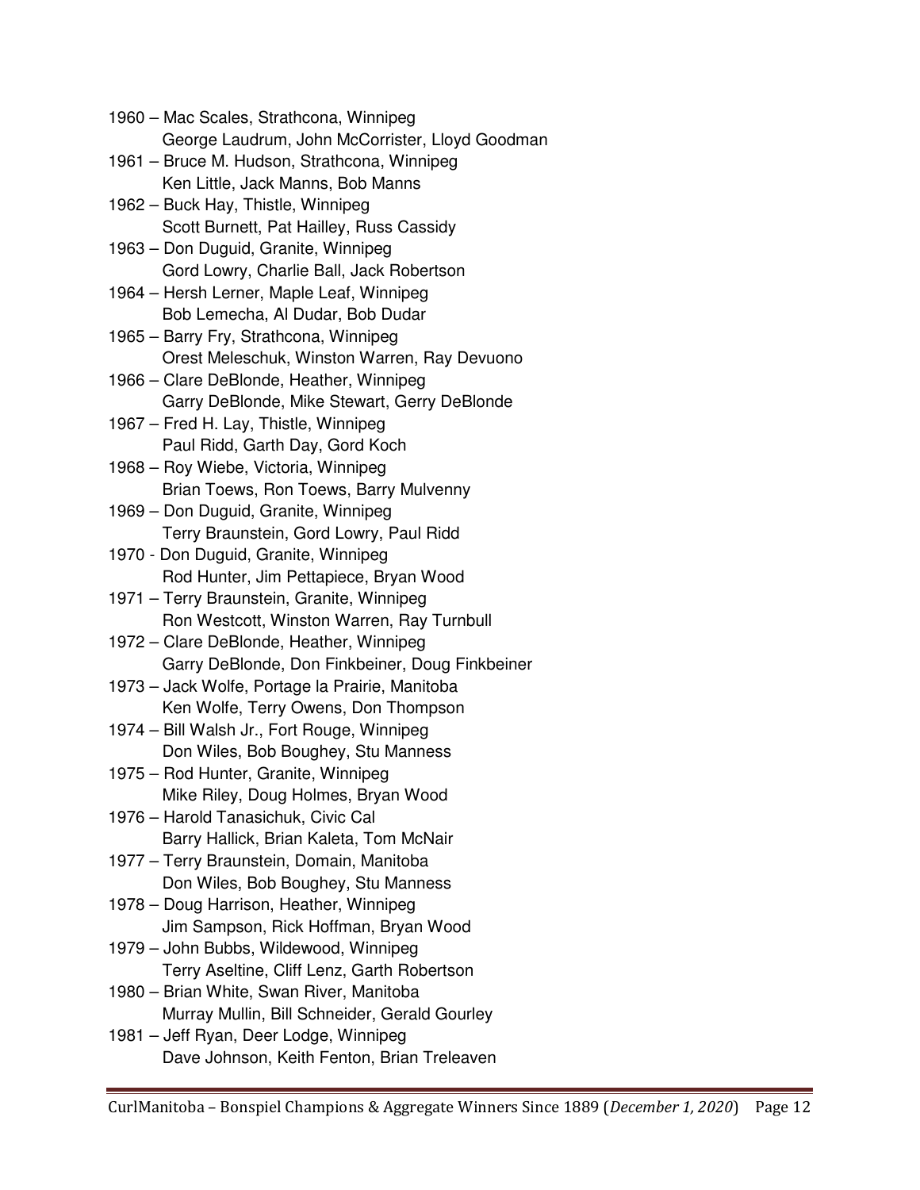1960 – Mac Scales, Strathcona, Winnipeg
George Laudrum, John McCorrister, Lloyd Goodman

1961 – Bruce M. Hudson, Strathcona, Winnipeg
Ken Little, Jack Manns, Bob Manns

1962 – Buck Hay, Thistle, Winnipeg
Scott Burnett, Pat Hailley, Russ Cassidy

1963 – Don Duguid, Granite, Winnipeg
Gord Lowry, Charlie Ball, Jack Robertson

1964 – Hersh Lerner, Maple Leaf, Winnipeg
Bob Lemecha, Al Dudar, Bob Dudar

1965 – Barry Fry, Strathcona, Winnipeg
Orest Meleschuk, Winston Warren, Ray Devuono

1966 – Clare DeBlonde, Heather, Winnipeg
Garry DeBlonde, Mike Stewart, Gerry DeBlonde

1967 – Fred H. Lay, Thistle, Winnipeg
Paul Ridd, Garth Day, Gord Koch

1968 – Roy Wiebe, Victoria, Winnipeg
Brian Toews, Ron Toews, Barry Mulvenny

1969 – Don Duguid, Granite, Winnipeg
Terry Braunstein, Gord Lowry, Paul Ridd

1970 - Don Duguid, Granite, Winnipeg
Rod Hunter, Jim Pettapiece, Bryan Wood

1971 – Terry Braunstein, Granite, Winnipeg
Ron Westcott, Winston Warren, Ray Turnbull

1972 – Clare DeBlonde, Heather, Winnipeg
Garry DeBlonde, Don Finkbeiner, Doug Finkbeiner

1973 – Jack Wolfe, Portage la Prairie, Manitoba
Ken Wolfe, Terry Owens, Don Thompson

1974 – Bill Walsh Jr., Fort Rouge, Winnipeg
Don Wiles, Bob Boughey, Stu Manness

1975 – Rod Hunter, Granite, Winnipeg
Mike Riley, Doug Holmes, Bryan Wood

1976 – Harold Tanasichuk, Civic Cal
Barry Hallick, Brian Kaleta, Tom McNair

1977 – Terry Braunstein, Domain, Manitoba
Don Wiles, Bob Boughey, Stu Manness

1978 – Doug Harrison, Heather, Winnipeg
Jim Sampson, Rick Hoffman, Bryan Wood

1979 – John Bubbs, Wildewood, Winnipeg
Terry Aseltine, Cliff Lenz, Garth Robertson

1980 – Brian White, Swan River, Manitoba
Murray Mullin, Bill Schneider, Gerald Gourley

1981 – Jeff Ryan, Deer Lodge, Winnipeg
Dave Johnson, Keith Fenton, Brian Treleaven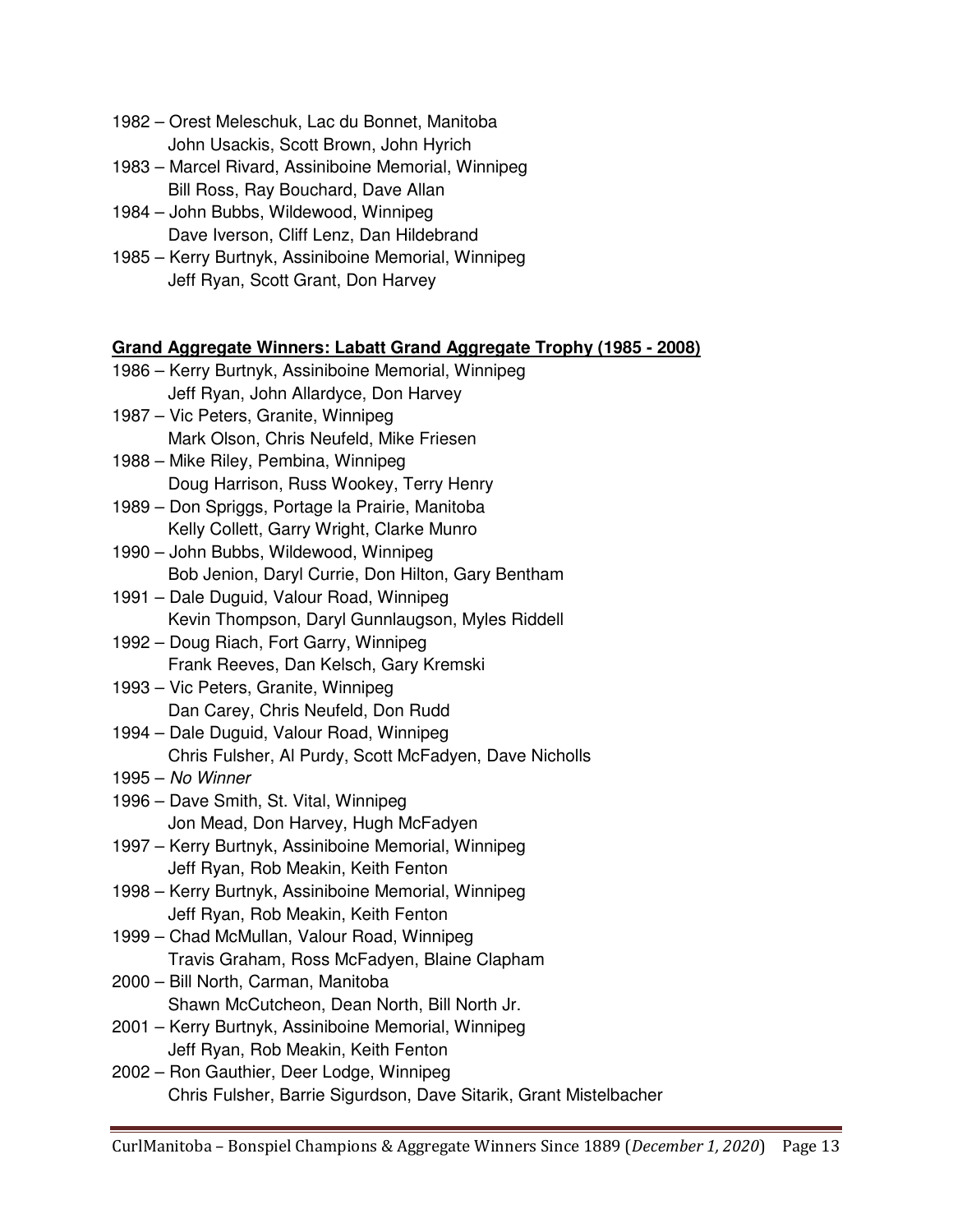1982 – Orest Meleschuk, Lac du Bonnet, Manitoba
John Usackis, Scott Brown, John Hyrich
1983 – Marcel Rivard, Assiniboine Memorial, Winnipeg
Bill Ross, Ray Bouchard, Dave Allan
1984 – John Bubbs, Wildewood, Winnipeg
Dave Iverson, Cliff Lenz, Dan Hildebrand
1985 – Kerry Burtnyk, Assiniboine Memorial, Winnipeg
Jeff Ryan, Scott Grant, Don Harvey

**Grand Aggregate Winners: Labatt Grand Aggregate Trophy (1985 - 2008)**

1986 – Kerry Burtnyk, Assiniboine Memorial, Winnipeg
Jeff Ryan, John Allardyce, Don Harvey
1987 – Vic Peters, Granite, Winnipeg
Mark Olson, Chris Neufeld, Mike Friesen
1988 – Mike Riley, Pembina, Winnipeg
Doug Harrison, Russ Wookey, Terry Henry
1989 – Don Spriggs, Portage la Prairie, Manitoba
Kelly Collett, Garry Wright, Clarke Munro
1990 – John Bubbs, Wildewood, Winnipeg
Bob Jenion, Daryl Currie, Don Hilton, Gary Bentham
1991 – Dale Duguid, Valour Road, Winnipeg
Kevin Thompson, Daryl Gunnlaugson, Myles Riddell
1992 – Doug Riach, Fort Garry, Winnipeg
Frank Reeves, Dan Kelsch, Gary Kremski
1993 – Vic Peters, Granite, Winnipeg
Dan Carey, Chris Neufeld, Don Rudd
1994 – Dale Duguid, Valour Road, Winnipeg
Chris Fulsher, Al Purdy, Scott McFadyen, Dave Nicholls
1995 – *No Winner*
1996 – Dave Smith, St. Vital, Winnipeg
Jon Mead, Don Harvey, Hugh McFadyen
1997 – Kerry Burtnyk, Assiniboine Memorial, Winnipeg
Jeff Ryan, Rob Meakin, Keith Fenton
1998 – Kerry Burtnyk, Assiniboine Memorial, Winnipeg
Jeff Ryan, Rob Meakin, Keith Fenton
1999 – Chad McMullan, Valour Road, Winnipeg
Travis Graham, Ross McFadyen, Blaine Clapham
2000 – Bill North, Carman, Manitoba
Shawn McCutcheon, Dean North, Bill North Jr.
2001 – Kerry Burtnyk, Assiniboine Memorial, Winnipeg
Jeff Ryan, Rob Meakin, Keith Fenton
2002 – Ron Gauthier, Deer Lodge, Winnipeg
Chris Fulsher, Barrie Sigurdson, Dave Sitarik, Grant Mistelbacher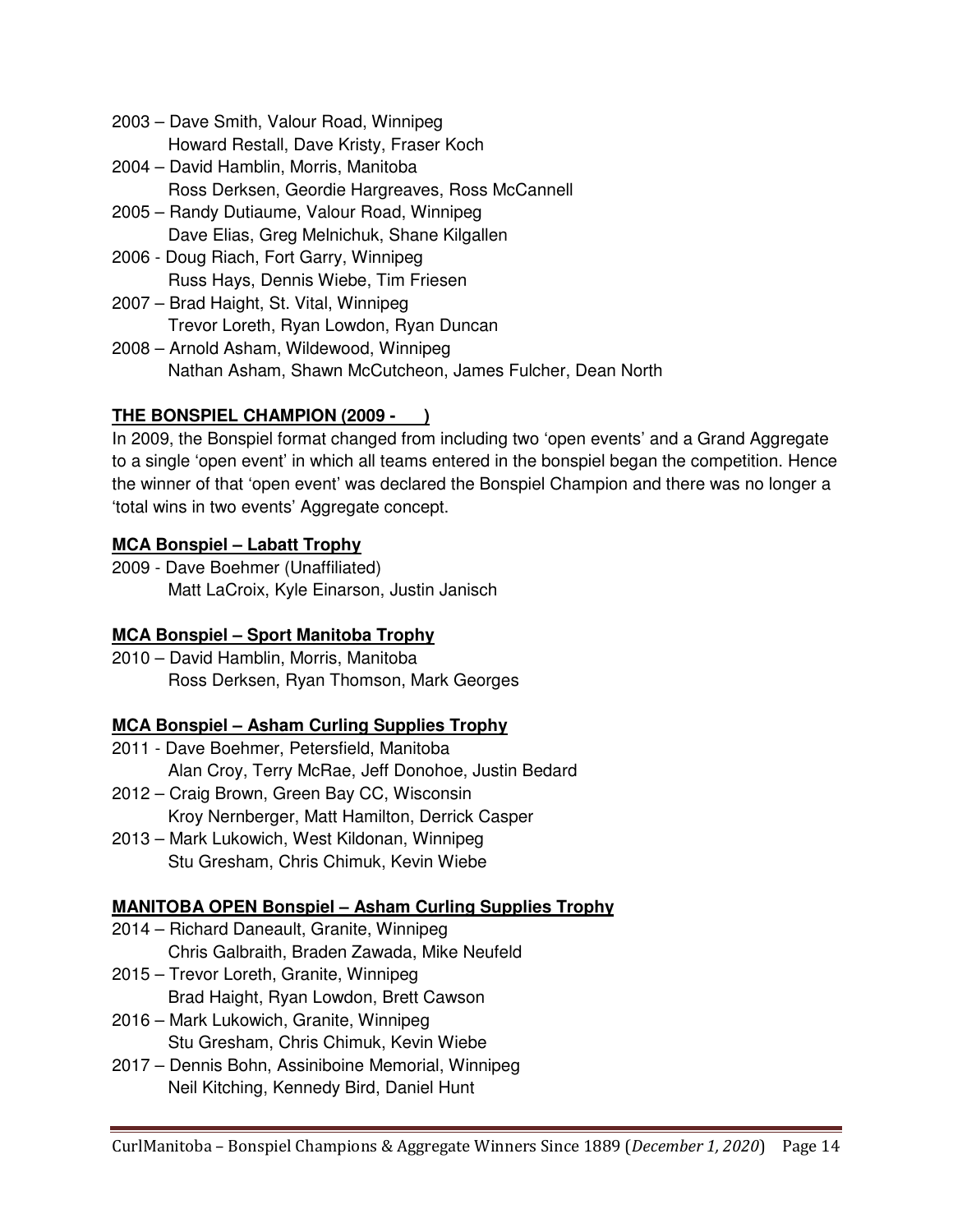2003 – Dave Smith, Valour Road, Winnipeg
Howard Restall, Dave Kristy, Fraser Koch

2004 – David Hamblin, Morris, Manitoba
Ross Derksen, Geordie Hargreaves, Ross McCannell

2005 – Randy Dutiaume, Valour Road, Winnipeg
Dave Elias, Greg Melnichuk, Shane Kilgallen

2006 - Doug Riach, Fort Garry, Winnipeg
Russ Hays, Dennis Wiebe, Tim Friesen

2007 – Brad Haight, St. Vital, Winnipeg
Trevor Loreth, Ryan Lowdon, Ryan Duncan

2008 – Arnold Asham, Wildewood, Winnipeg
Nathan Asham, Shawn McCutcheon, James Fulcher, Dean North

**THE BONSPIEL CHAMPION (2009 - )**

In 2009, the Bonspiel format changed from including two 'open events' and a Grand Aggregate to a single 'open event' in which all teams entered in the bonspiel began the competition. Hence the winner of that 'open event' was declared the Bonspiel Champion and there was no longer a 'total wins in two events' Aggregate concept.

**MCA Bonspiel – Labatt Trophy**

2009 - Dave Boehmer (Unaffiliated)
Matt LaCroix, Kyle Einarson, Justin Janisch

**MCA Bonspiel – Sport Manitoba Trophy**

2010 – David Hamblin, Morris, Manitoba
Ross Derksen, Ryan Thomson, Mark Georges

**MCA Bonspiel – Asham Curling Supplies Trophy**

2011 - Dave Boehmer, Petersfield, Manitoba
Alan Croy, Terry McRae, Jeff Donohoe, Justin Bedard

2012 – Craig Brown, Green Bay CC, Wisconsin
Kroy Nernberger, Matt Hamilton, Derrick Casper

2013 – Mark Lukowich, West Kildonan, Winnipeg
Stu Gresham, Chris Chimuk, Kevin Wiebe

**MANITOBA OPEN Bonspiel – Asham Curling Supplies Trophy**

2014 – Richard Daneault, Granite, Winnipeg
Chris Galbraith, Braden Zawada, Mike Neufeld

2015 – Trevor Loreth, Granite, Winnipeg
Brad Haight, Ryan Lowdon, Brett Cawson

2016 – Mark Lukowich, Granite, Winnipeg
Stu Gresham, Chris Chimuk, Kevin Wiebe

2017 – Dennis Bohn, Assiniboine Memorial, Winnipeg
Neil Kitching, Kennedy Bird, Daniel Hunt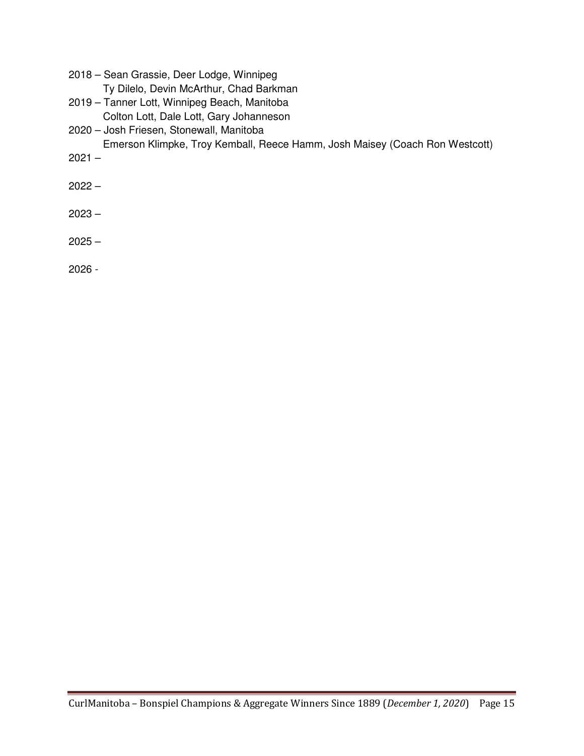2018 – Sean Grassie, Deer Lodge, Winnipeg
Ty Dilelo, Devin McArthur, Chad Barkman

2019 – Tanner Lott, Winnipeg Beach, Manitoba
Colton Lott, Dale Lott, Gary Johanneson

2020 – Josh Friesen, Stonewall, Manitoba
Emerson Klimpke, Troy Kemball, Reece Hamm, Josh Maisey (Coach Ron Westcott)

2021 –

2022 –

2023 –

2025 –

2026 -